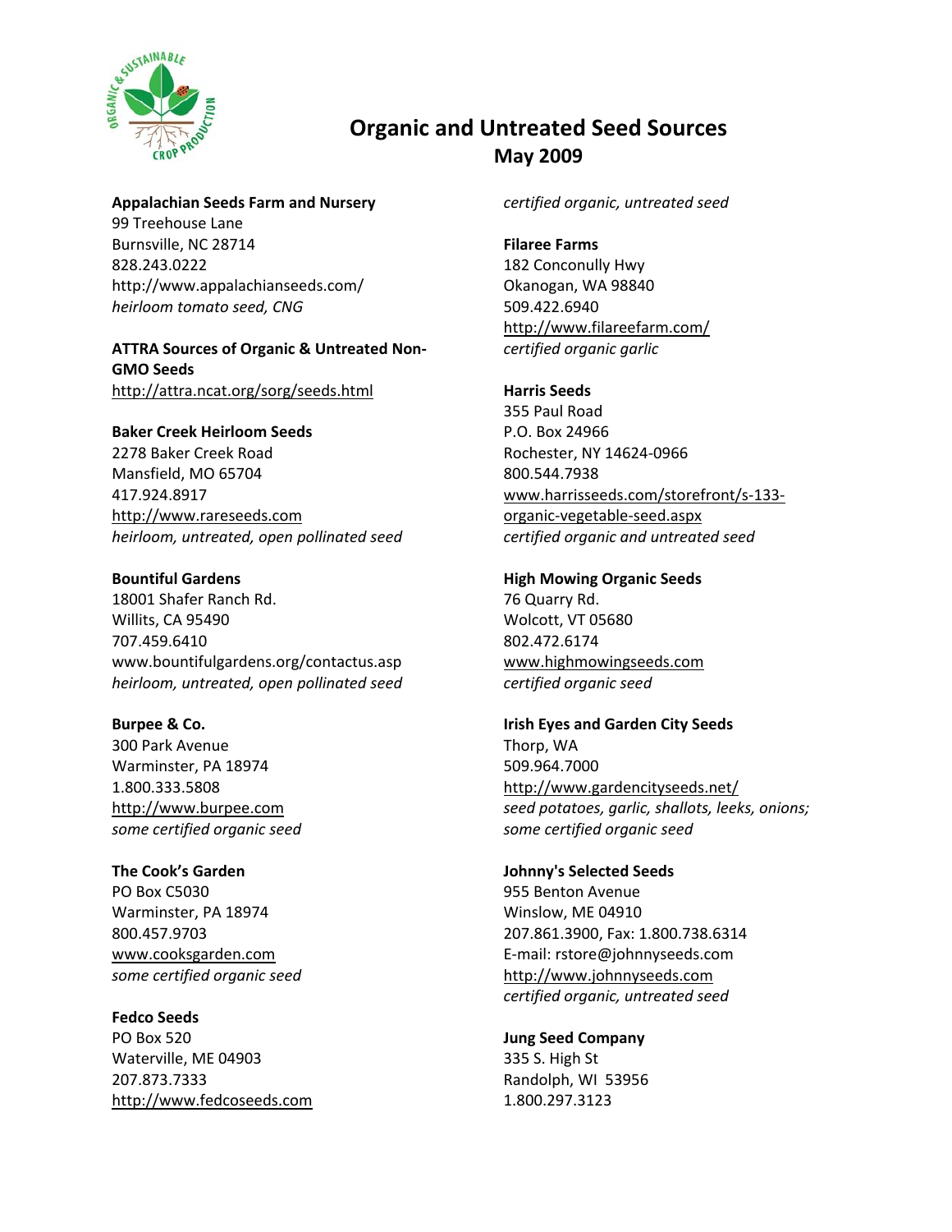# Organic and Untreated Seed Sources
## May 2009

**Appalachian Seeds Farm and Nursery**
99 Treehouse Lane
Burnsville, NC 28714
828.243.0222
http://www.appalachianseeds.com/
*heirloom tomato seed, CNG*

**ATTRA Sources of Organic & Untreated Non-GMO Seeds**
http://attra.ncat.org/sorg/seeds.html

**Baker Creek Heirloom Seeds**
2278 Baker Creek Road
Mansfield, MO 65704
417.924.8917
http://www.rareseeds.com
*heirloom, untreated, open pollinated seed*

**Bountiful Gardens**
18001 Shafer Ranch Rd.
Willits, CA 95490
707.459.6410
www.bountifulgardens.org/contactus.asp
*heirloom, untreated, open pollinated seed*

**Burpee & Co.**
300 Park Avenue
Warminster, PA 18974
1.800.333.5808
http://www.burpee.com
*some certified organic seed*

**The Cook's Garden**
PO Box C5030
Warminster, PA 18974
800.457.9703
www.cooksgarden.com
*some certified organic seed*

**Fedco Seeds**
PO Box 520
Waterville, ME 04903
207.873.7333
http://www.fedcoseeds.com
*certified organic, untreated seed*

**Filaree Farms**
182 Conconully Hwy
Okanogan, WA 98840
509.422.6940
http://www.filareefarm.com/
*certified organic garlic*

**Harris Seeds**
355 Paul Road
P.O. Box 24966
Rochester, NY 14624-0966
800.544.7938
www.harrisseeds.com/storefront/s-133-organic-vegetable-seed.aspx
*certified organic and untreated seed*

**High Mowing Organic Seeds**
76 Quarry Rd.
Wolcott, VT 05680
802.472.6174
www.highmowingseeds.com
*certified organic seed*

**Irish Eyes and Garden City Seeds**
Thorp, WA
509.964.7000
http://www.gardencityseeds.net/
*seed potatoes, garlic, shallots, leeks, onions; some certified organic seed*

**Johnny's Selected Seeds**
955 Benton Avenue
Winslow, ME 04910
207.861.3900, Fax: 1.800.738.6314
E-mail: rstore@johnnyseeds.com
http://www.johnnyseeds.com
*certified organic, untreated seed*

**Jung Seed Company**
335 S. High St
Randolph, WI 53956
1.800.297.3123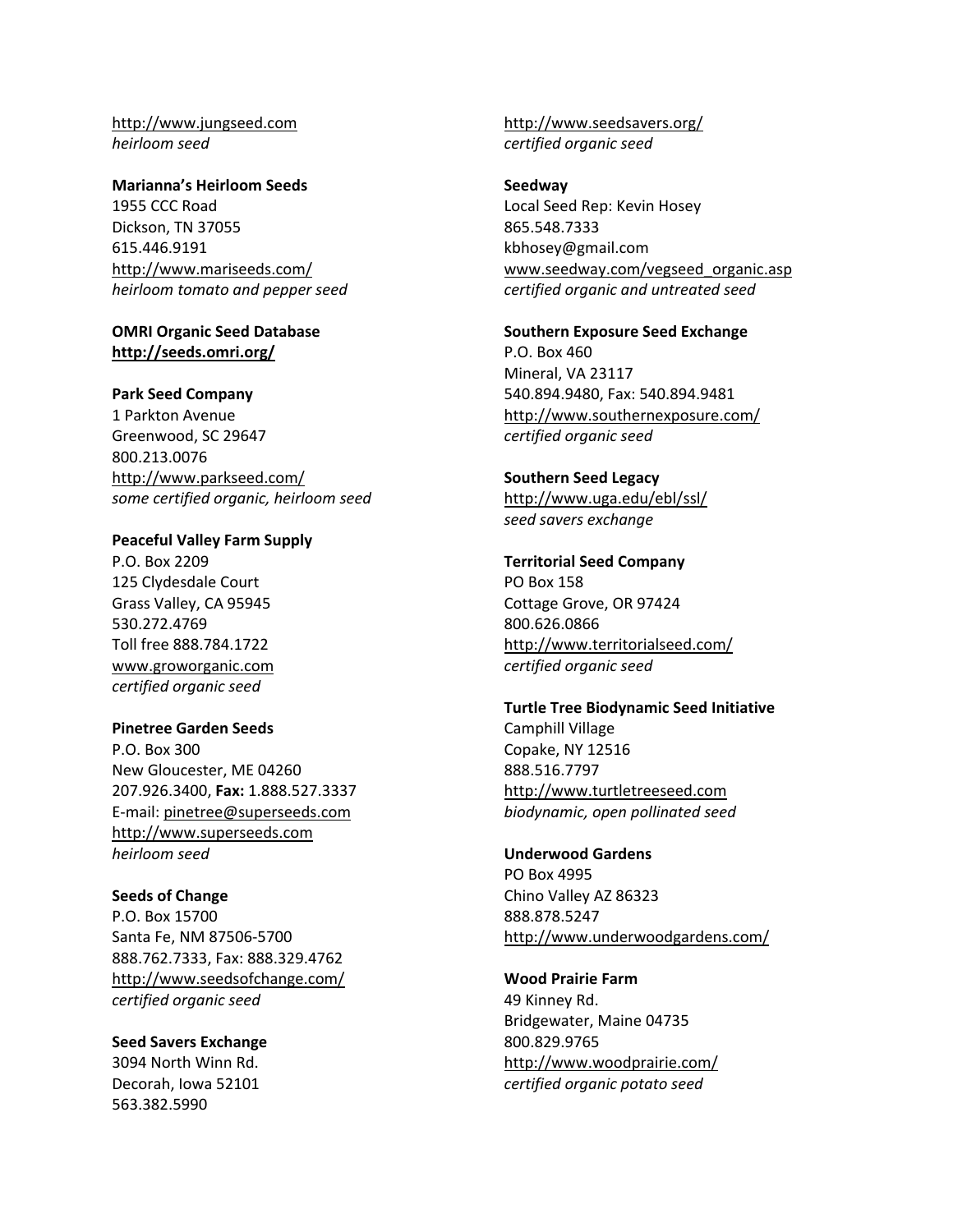http://www.jungseed.com
*heirloom seed*

**Marianna's Heirloom Seeds**
1955 CCC Road
Dickson, TN 37055
615.446.9191
http://www.mariseeds.com/
*heirloom tomato and pepper seed*

**OMRI Organic Seed Database**
**http://seeds.omri.org/**

**Park Seed Company**
1 Parkton Avenue
Greenwood, SC 29647
800.213.0076
http://www.parkseed.com/
*some certified organic, heirloom seed*

**Peaceful Valley Farm Supply**
P.O. Box 2209
125 Clydesdale Court
Grass Valley, CA 95945
530.272.4769
Toll free 888.784.1722
www.groworganic.com
*certified organic seed*

**Pinetree Garden Seeds**
P.O. Box 300
New Gloucester, ME 04260
207.926.3400, **Fax:** 1.888.527.3337
E-mail: pinetree@superseeds.com
http://www.superseeds.com
*heirloom seed*

**Seeds of Change**
P.O. Box 15700
Santa Fe, NM 87506-5700
888.762.7333, Fax: 888.329.4762
http://www.seedsofchange.com/
*certified organic seed*

**Seed Savers Exchange**
3094 North Winn Rd.
Decorah, Iowa 52101
563.382.5990
http://www.seedsavers.org/
*certified organic seed*

**Seedway**
Local Seed Rep: Kevin Hosey
865.548.7333
kbhosey@gmail.com
www.seedway.com/vegseed_organic.asp
*certified organic and untreated seed*

**Southern Exposure Seed Exchange**
P.O. Box 460
Mineral, VA 23117
540.894.9480, Fax: 540.894.9481
http://www.southernexposure.com/
*certified organic seed*

**Southern Seed Legacy**
http://www.uga.edu/ebl/ssl/
*seed savers exchange*

**Territorial Seed Company**
PO Box 158
Cottage Grove, OR 97424
800.626.0866
http://www.territorialseed.com/
*certified organic seed*

**Turtle Tree Biodynamic Seed Initiative**
Camphill Village
Copake, NY 12516
888.516.7797
http://www.turtletreeseed.com
*biodynamic, open pollinated seed*

**Underwood Gardens**
PO Box 4995
Chino Valley AZ 86323
888.878.5247
http://www.underwoodgardens.com/

**Wood Prairie Farm**
49 Kinney Rd.
Bridgewater, Maine 04735
800.829.9765
http://www.woodprairie.com/
*certified organic potato seed*